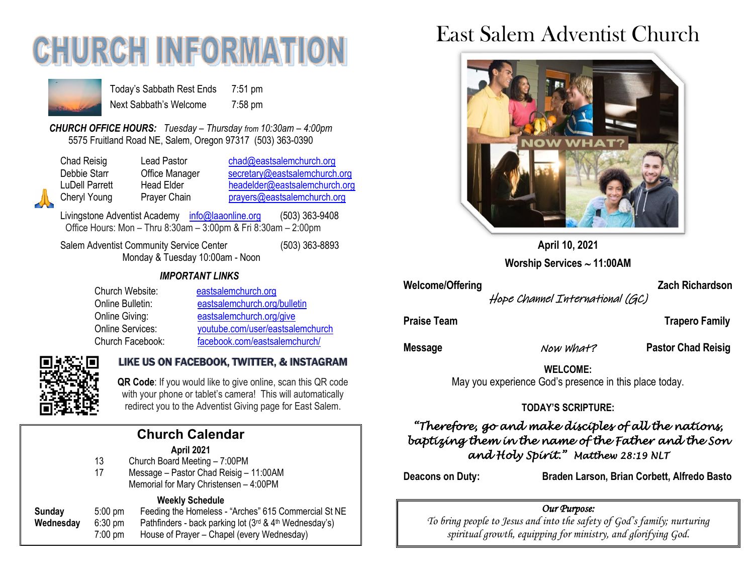# CHURCH INFORMATION

| | |
|---|---|
| Today's Sabbath Rest Ends | 7:51 pm |
| Next Sabbath's Welcome | 7:58 pm |

***CHURCH OFFICE HOURS:*** *Tuesday – Thursday from 10:30am – 4:00pm*
5575 Fruitland Road NE, Salem, Oregon 97317 (503) 363-0390

| | | |
|---|---|---|
| Chad Reisig | Lead Pastor | chad@eastsalemchurch.org |
| Debbie Starr | Office Manager | secretary@eastsalemchurch.org |
| LuDell Parrett | Head Elder | headelder@eastsalemchurch.org |
| Cheryl Young | Prayer Chain | prayers@eastsalemchurch.org |

Livingstone Adventist Academy info@laaonline.org (503) 363-9408
Office Hours: Mon – Thru 8:30am – 3:00pm & Fri 8:30am – 2:00pm

Salem Adventist Community Service Center (503) 363-8893
Monday & Tuesday 10:00am - Noon

***IMPORTANT LINKS***

| | |
|---|---|
| Church Website: | eastsalemchurch.org |
| Online Bulletin: | eastsalemchurch.org/bulletin |
| Online Giving: | eastsalemchurch.org/give |
| Online Services: | youtube.com/user/eastsalemchurch |
| Church Facebook: | facebook.com/eastsalemchurch/ |

**LIKE US ON FACEBOOK, TWITTER, & INSTAGRAM**

**QR Code**: If you would like to give online, scan this QR code with your phone or tablet's camera! This will automatically redirect you to the Adventist Giving page for East Salem.

## Church Calendar

**April 2021**

- 13 Church Board Meeting – 7:00PM
- 17 Message – Pastor Chad Reisig – 11:00AM
  Memorial for Mary Christensen – 4:00PM

**Weekly Schedule**

| | | |
|---|---|---|
| **Sunday** | 5:00 pm | Feeding the Homeless - "Arches" 615 Commercial St NE |
| **Wednesday** | 6:30 pm | Pathfinders - back parking lot (3rd & 4th Wednesday's) |
| | 7:00 pm | House of Prayer – Chapel (every Wednesday) |

# East Salem Adventist Church

**April 10, 2021**

**Worship Services ~ 11:00AM**

| | | |
|---|---|---|
| **Welcome/Offering** | *Hope Channel International (GC)* | **Zach Richardson** |
| **Praise Team** | | **Trapero Family** |
| **Message** | *Now What?* | **Pastor Chad Reisig** |

**WELCOME:**
May you experience God's presence in this place today.

**TODAY'S SCRIPTURE:**

*"Therefore, go and make disciples of all the nations, baptizing them in the name of the Father and the Son and Holy Spirit." Matthew 28:19 NLT*

**Deacons on Duty:** **Braden Larson, Brian Corbett, Alfredo Basto**

*Our Purpose:*
*To bring people to Jesus and into the safety of God's family; nurturing spiritual growth, equipping for ministry, and glorifying God.*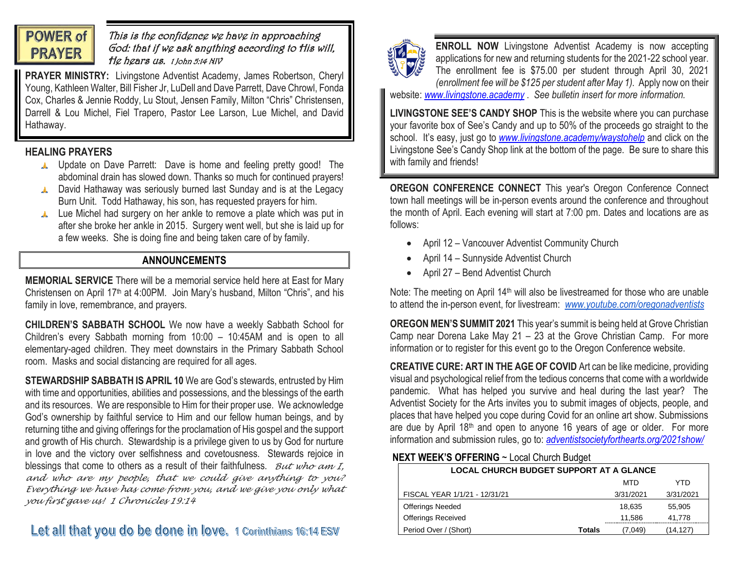**POWER of PRAYER**

*This is the confidence we have in approaching God: that if we ask anything according to His will, He hears us. 1 John 5:14 NIV*

**PRAYER MINISTRY:** Livingstone Adventist Academy, James Robertson, Cheryl Young, Kathleen Walter, Bill Fisher Jr, LuDell and Dave Parrett, Dave Chrowl, Fonda Cox, Charles & Jennie Roddy, Lu Stout, Jensen Family, Milton "Chris" Christensen, Darrell & Lou Michel, Fiel Trapero, Pastor Lee Larson, Lue Michel, and David Hathaway.

## HEALING PRAYERS

- Update on Dave Parrett: Dave is home and feeling pretty good! The abdominal drain has slowed down. Thanks so much for continued prayers!
- David Hathaway was seriously burned last Sunday and is at the Legacy Burn Unit. Todd Hathaway, his son, has requested prayers for him.
- Lue Michel had surgery on her ankle to remove a plate which was put in after she broke her ankle in 2015. Surgery went well, but she is laid up for a few weeks. She is doing fine and being taken care of by family.

## ANNOUNCEMENTS

**MEMORIAL SERVICE** There will be a memorial service held here at East for Mary Christensen on April 17th at 4:00PM. Join Mary's husband, Milton "Chris", and his family in love, remembrance, and prayers.

**CHILDREN'S SABBATH SCHOOL** We now have a weekly Sabbath School for Children's every Sabbath morning from 10:00 – 10:45AM and is open to all elementary-aged children. They meet downstairs in the Primary Sabbath School room. Masks and social distancing are required for all ages.

**STEWARDSHIP SABBATH IS APRIL 10** We are God's stewards, entrusted by Him with time and opportunities, abilities and possessions, and the blessings of the earth and its resources. We are responsible to Him for their proper use. We acknowledge God's ownership by faithful service to Him and our fellow human beings, and by returning tithe and giving offerings for the proclamation of His gospel and the support and growth of His church. Stewardship is a privilege given to us by God for nurture in love and the victory over selfishness and covetousness. Stewards rejoice in blessings that come to others as a result of their faithfulness. *But who am I, and who are my people, that we could give anything to you? Everything we have has come from you, and we give you only what you first gave us! 1 Chronicles 19:14*

**Let all that you do be done in love.** 1 Corinthians 16:14 ESV

**ENROLL NOW** Livingstone Adventist Academy is now accepting applications for new and returning students for the 2021-22 school year. The enrollment fee is $75.00 per student through April 30, 2021 *(enrollment fee will be $125 per student after May 1).* Apply now on their website: *www.livingstone.academy* . *See bulletin insert for more information.*

**LIVINGSTONE SEE'S CANDY SHOP** This is the website where you can purchase your favorite box of See's Candy and up to 50% of the proceeds go straight to the school. It's easy, just go to *www.livingstone.academy/waystohelp* and click on the Livingstone See's Candy Shop link at the bottom of the page. Be sure to share this with family and friends!

**OREGON CONFERENCE CONNECT** This year's Oregon Conference Connect town hall meetings will be in-person events around the conference and throughout the month of April. Each evening will start at 7:00 pm. Dates and locations are as follows:

- April 12 – Vancouver Adventist Community Church
- April 14 – Sunnyside Adventist Church
- April 27 – Bend Adventist Church

Note: The meeting on April 14th will also be livestreamed for those who are unable to attend the in-person event, for livestream: *www.youtube.com/oregonadventists*

**OREGON MEN'S SUMMIT 2021** This year's summit is being held at Grove Christian Camp near Dorena Lake May 21 – 23 at the Grove Christian Camp. For more information or to register for this event go to the Oregon Conference website.

**CREATIVE CURE: ART IN THE AGE OF COVID** Art can be like medicine, providing visual and psychological relief from the tedious concerns that come with a worldwide pandemic. What has helped you survive and heal during the last year? The Adventist Society for the Arts invites you to submit images of objects, people, and places that have helped you cope during Covid for an online art show. Submissions are due by April 18th and open to anyone 16 years of age or older. For more information and submission rules, go to: *adventistsocietyforthearts.org/2021show/*

**NEXT WEEK'S OFFERING** ~ Local Church Budget

| LOCAL CHURCH BUDGET SUPPORT AT A GLANCE | | | |
|---|---|---|---|
| | | MTD | YTD |
| FISCAL YEAR 1/1/21 - 12/31/21 | | 3/31/2021 | 3/31/2021 |
| Offerings Needed | | 18,635 | 55,905 |
| Offerings Received | | 11,586 | 41,778 |
| Period Over / (Short) | **Totals** | (7,049) | (14,127) |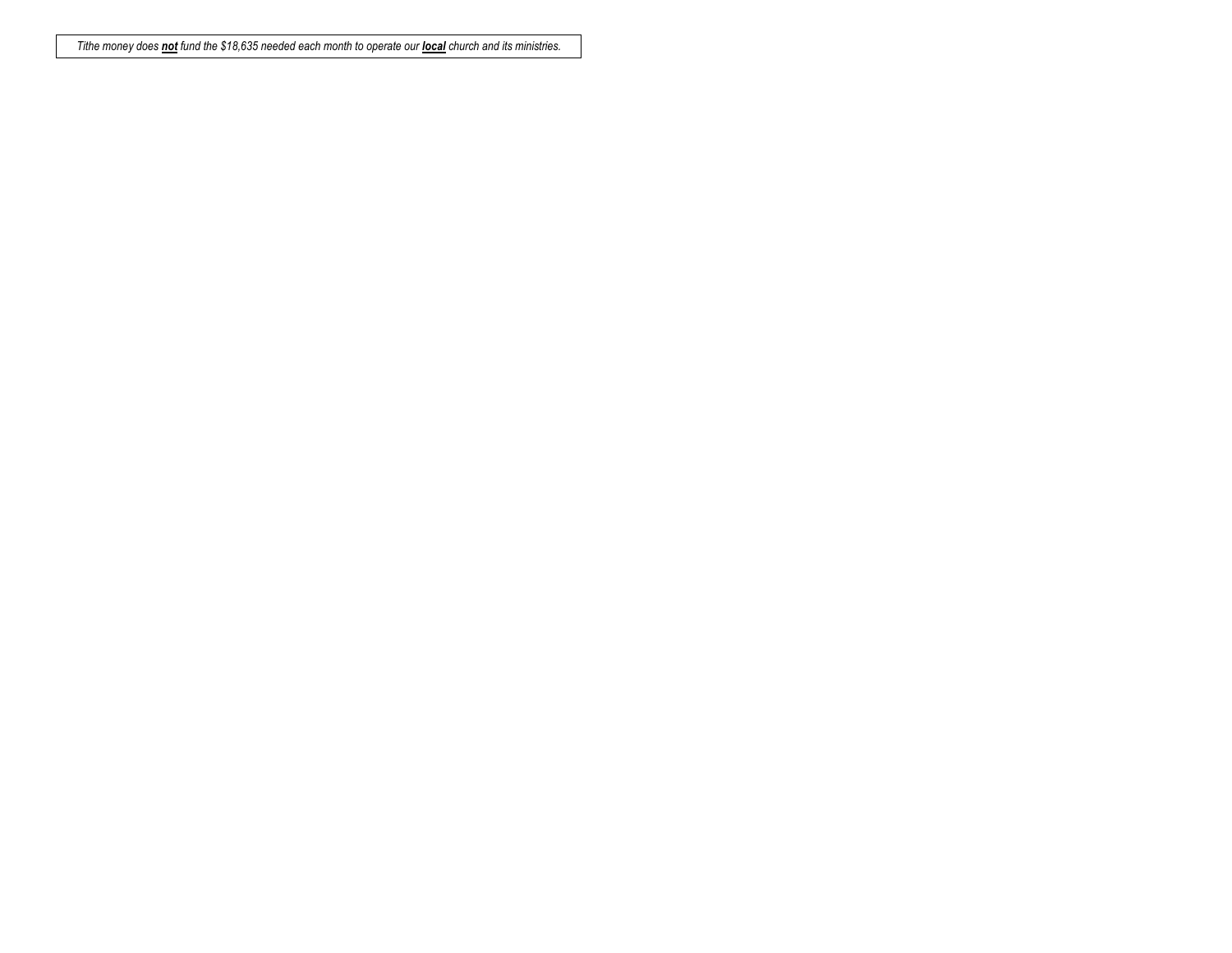*Tithe money does **not** fund the $18,635 needed each month to operate our **local** church and its ministries.*